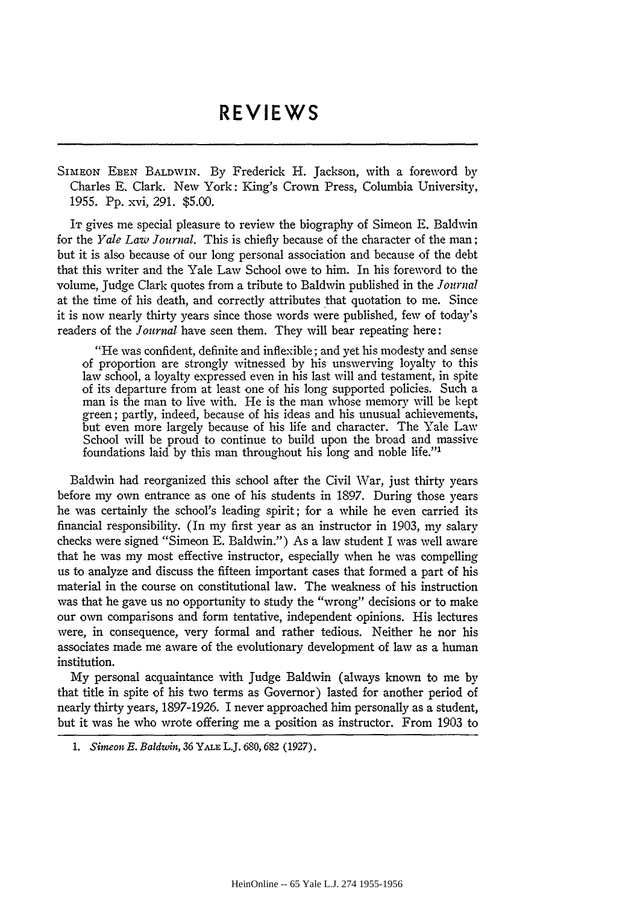# REVIEWS

SIMEON EBEN BALDWIN. By Frederick H. Jackson, with a foreword by Charles E. Clark. New York: King's Crown Press, Columbia University, 1955. Pp. xvi, 291. $5.00.

IT gives me special pleasure to review the biography of Simeon E. Baldwin for the *Yale Law Journal*. This is chiefly because of the character of the man; but it is also because of our long personal association and because of the debt that this writer and the Yale Law School owe to him. In his foreword to the volume, Judge Clark quotes from a tribute to Baldwin published in the *Journal* at the time of his death, and correctly attributes that quotation to me. Since it is now nearly thirty years since those words were published, few of today's readers of the *Journal* have seen them. They will bear repeating here:

> "He was confident, definite and inflexible; and yet his modesty and sense of proportion are strongly witnessed by his unswerving loyalty to this law school, a loyalty expressed even in his last will and testament, in spite of its departure from at least one of his long supported policies. Such a man is the man to live with. He is the man whose memory will be kept green; partly, indeed, because of his ideas and his unusual achievements, but even more largely because of his life and character. The Yale Law School will be proud to continue to build upon the broad and massive foundations laid by this man throughout his long and noble life."[1]

Baldwin had reorganized this school after the Civil War, just thirty years before my own entrance as one of his students in 1897. During those years he was certainly the school's leading spirit; for a while he even carried its financial responsibility. (In my first year as an instructor in 1903, my salary checks were signed "Simeon E. Baldwin.") As a law student I was well aware that he was my most effective instructor, especially when he was compelling us to analyze and discuss the fifteen important cases that formed a part of his material in the course on constitutional law. The weakness of his instruction was that he gave us no opportunity to study the "wrong" decisions or to make our own comparisons and form tentative, independent opinions. His lectures were, in consequence, very formal and rather tedious. Neither he nor his associates made me aware of the evolutionary development of law as a human institution.

My personal acquaintance with Judge Baldwin (always known to me by that title in spite of his two terms as Governor) lasted for another period of nearly thirty years, 1897-1926. I never approached him personally as a student, but it was he who wrote offering me a position as instructor. From 1903 to

1. *Simeon E. Baldwin*, 36 YALE L.J. 680, 682 (1927).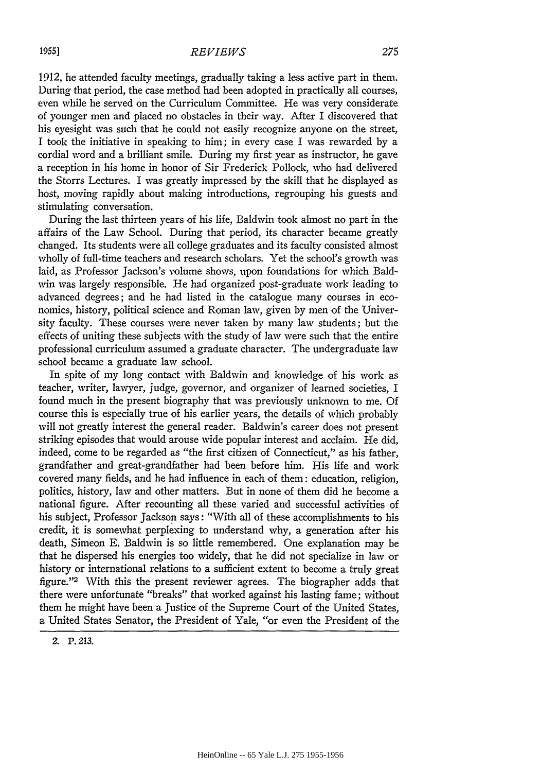1912, he attended faculty meetings, gradually taking a less active part in them. During that period, the case method had been adopted in practically all courses, even while he served on the Curriculum Committee. He was very considerate of younger men and placed no obstacles in their way. After I discovered that his eyesight was such that he could not easily recognize anyone on the street, I took the initiative in speaking to him; in every case I was rewarded by a cordial word and a brilliant smile. During my first year as instructor, he gave a reception in his home in honor of Sir Frederick Pollock, who had delivered the Storrs Lectures. I was greatly impressed by the skill that he displayed as host, moving rapidly about making introductions, regrouping his guests and stimulating conversation.

During the last thirteen years of his life, Baldwin took almost no part in the affairs of the Law School. During that period, its character became greatly changed. Its students were all college graduates and its faculty consisted almost wholly of full-time teachers and research scholars. Yet the school's growth was laid, as Professor Jackson's volume shows, upon foundations for which Baldwin was largely responsible. He had organized post-graduate work leading to advanced degrees; and he had listed in the catalogue many courses in economics, history, political science and Roman law, given by men of the University faculty. These courses were never taken by many law students; but the effects of uniting these subjects with the study of law were such that the entire professional curriculum assumed a graduate character. The undergraduate law school became a graduate law school.

In spite of my long contact with Baldwin and knowledge of his work as teacher, writer, lawyer, judge, governor, and organizer of learned societies, I found much in the present biography that was previously unknown to me. Of course this is especially true of his earlier years, the details of which probably will not greatly interest the general reader. Baldwin's career does not present striking episodes that would arouse wide popular interest and acclaim. He did, indeed, come to be regarded as "the first citizen of Connecticut," as his father, grandfather and great-grandfather had been before him. His life and work covered many fields, and he had influence in each of them: education, religion, politics, history, law and other matters. But in none of them did he become a national figure. After recounting all these varied and successful activities of his subject, Professor Jackson says: "With all of these accomplishments to his credit, it is somewhat perplexing to understand why, a generation after his death, Simeon E. Baldwin is so little remembered. One explanation may be that he dispersed his energies too widely, that he did not specialize in law or history or international relations to a sufficient extent to become a truly great figure."[2] With this the present reviewer agrees. The biographer adds that there were unfortunate "breaks" that worked against his lasting fame; without them he might have been a Justice of the Supreme Court of the United States, a United States Senator, the President of Yale, "or even the President of the

2. P. 213.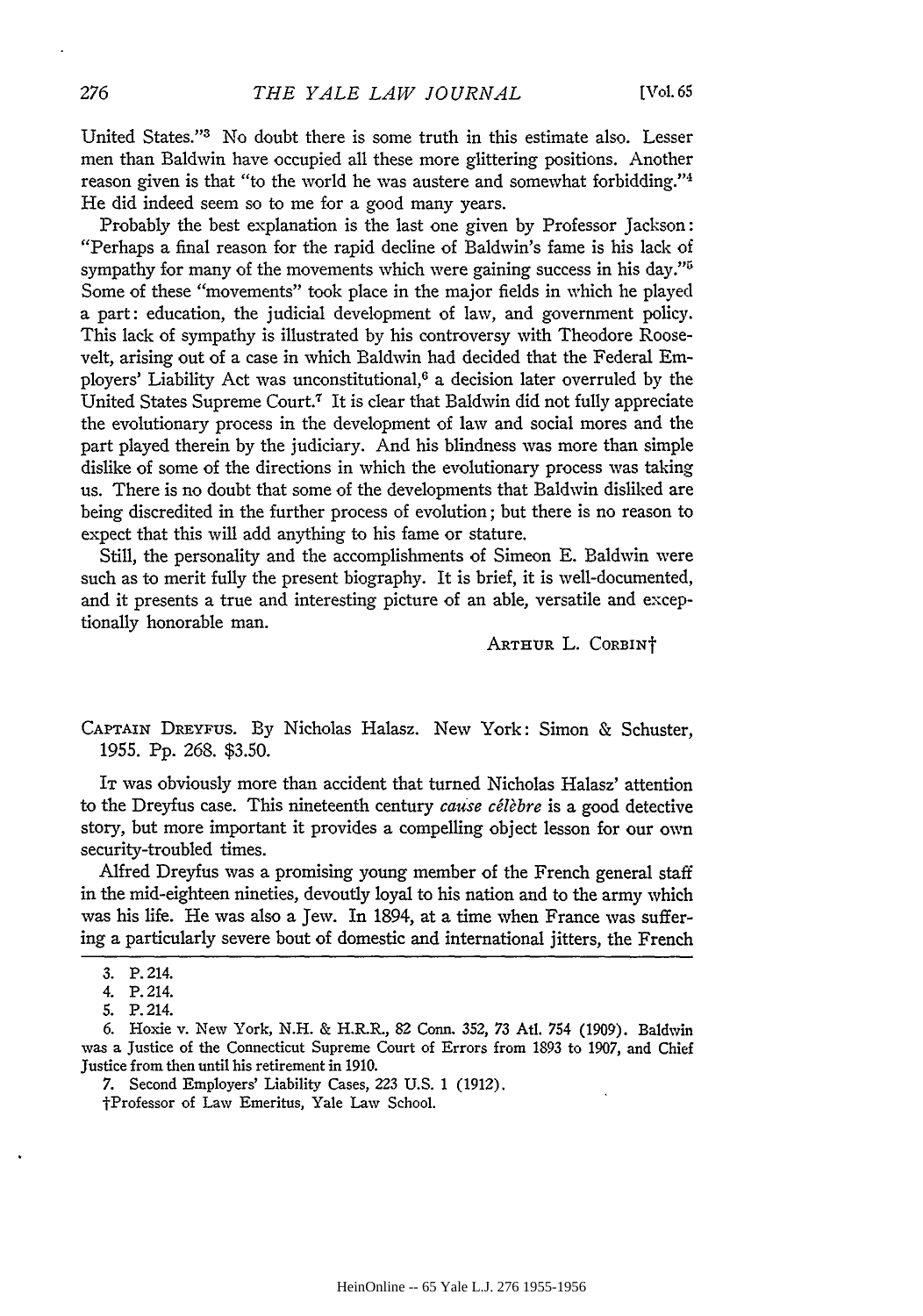United States."[3] No doubt there is some truth in this estimate also. Lesser men than Baldwin have occupied all these more glittering positions. Another reason given is that "to the world he was austere and somewhat forbidding."[4] He did indeed seem so to me for a good many years.

Probably the best explanation is the last one given by Professor Jackson: "Perhaps a final reason for the rapid decline of Baldwin's fame is his lack of sympathy for many of the movements which were gaining success in his day."[5] Some of these "movements" took place in the major fields in which he played a part: education, the judicial development of law, and government policy. This lack of sympathy is illustrated by his controversy with Theodore Roosevelt, arising out of a case in which Baldwin had decided that the Federal Employers' Liability Act was unconstitutional,[6] a decision later overruled by the United States Supreme Court.[7] It is clear that Baldwin did not fully appreciate the evolutionary process in the development of law and social mores and the part played therein by the judiciary. And his blindness was more than simple dislike of some of the directions in which the evolutionary process was taking us. There is no doubt that some of the developments that Baldwin disliked are being discredited in the further process of evolution; but there is no reason to expect that this will add anything to his fame or stature.

Still, the personality and the accomplishments of Simeon E. Baldwin were such as to merit fully the present biography. It is brief, it is well-documented, and it presents a true and interesting picture of an able, versatile and exceptionally honorable man.

ARTHUR L. CORBIN†

CAPTAIN DREYFUS. By Nicholas Halasz. New York: Simon & Schuster, 1955. Pp. 268. $3.50.

IT was obviously more than accident that turned Nicholas Halasz' attention to the Dreyfus case. This nineteenth century *cause célèbre* is a good detective story, but more important it provides a compelling object lesson for our own security-troubled times.

Alfred Dreyfus was a promising young member of the French general staff in the mid-eighteen nineties, devoutly loyal to his nation and to the army which was his life. He was also a Jew. In 1894, at a time when France was suffering a particularly severe bout of domestic and international jitters, the French

---

3. P. 214.

4. P. 214.

5. P. 214.

6. Hoxie v. New York, N.H. & H.R.R., 82 Conn. 352, 73 Atl. 754 (1909). Baldwin was a Justice of the Connecticut Supreme Court of Errors from 1893 to 1907, and Chief Justice from then until his retirement in 1910.

7. Second Employers' Liability Cases, 223 U.S. 1 (1912).

†Professor of Law Emeritus, Yale Law School.